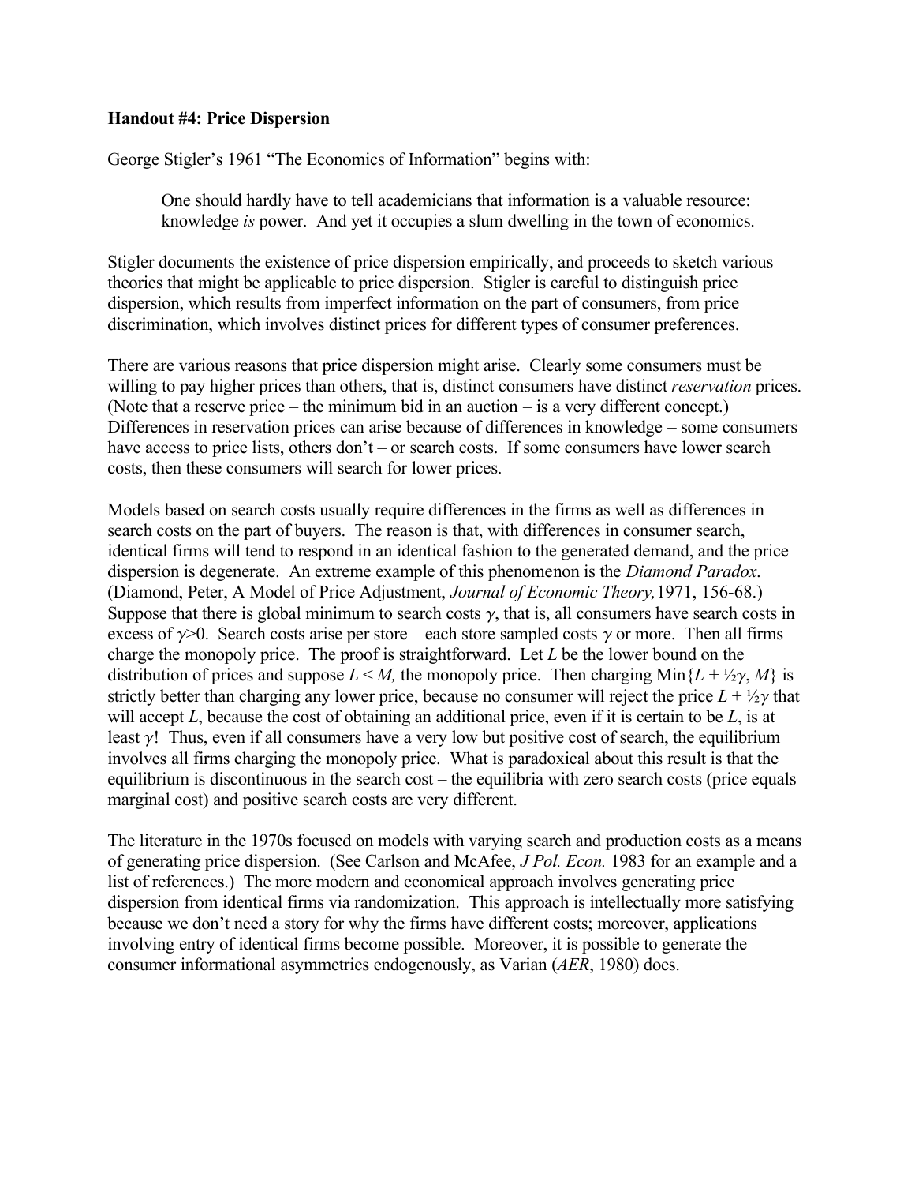**Handout #4: Price Dispersion**

George Stigler's 1961 "The Economics of Information" begins with:

> One should hardly have to tell academicians that information is a valuable resource: knowledge *is* power. And yet it occupies a slum dwelling in the town of economics.

Stigler documents the existence of price dispersion empirically, and proceeds to sketch various theories that might be applicable to price dispersion. Stigler is careful to distinguish price dispersion, which results from imperfect information on the part of consumers, from price discrimination, which involves distinct prices for different types of consumer preferences.

There are various reasons that price dispersion might arise. Clearly some consumers must be willing to pay higher prices than others, that is, distinct consumers have distinct *reservation* prices. (Note that a reserve price – the minimum bid in an auction – is a very different concept.) Differences in reservation prices can arise because of differences in knowledge – some consumers have access to price lists, others don't – or search costs. If some consumers have lower search costs, then these consumers will search for lower prices.

Models based on search costs usually require differences in the firms as well as differences in search costs on the part of buyers. The reason is that, with differences in consumer search, identical firms will tend to respond in an identical fashion to the generated demand, and the price dispersion is degenerate. An extreme example of this phenomenon is the *Diamond Paradox*. (Diamond, Peter, A Model of Price Adjustment, *Journal of Economic Theory,* 1971, 156-68.) Suppose that there is global minimum to search costs $\gamma$, that is, all consumers have search costs in excess of $\gamma>0$. Search costs arise per store – each store sampled costs $\gamma$ or more. Then all firms charge the monopoly price. The proof is straightforward. Let $L$ be the lower bound on the distribution of prices and suppose $L < M$, the monopoly price. Then charging $\text{Min}\{L + \frac{1}{2}\gamma, M\}$ is strictly better than charging any lower price, because no consumer will reject the price $L + \frac{1}{2}\gamma$ that will accept $L$, because the cost of obtaining an additional price, even if it is certain to be $L$, is at least $\gamma$! Thus, even if all consumers have a very low but positive cost of search, the equilibrium involves all firms charging the monopoly price. What is paradoxical about this result is that the equilibrium is discontinuous in the search cost – the equilibria with zero search costs (price equals marginal cost) and positive search costs are very different.

The literature in the 1970s focused on models with varying search and production costs as a means of generating price dispersion. (See Carlson and McAfee, *J Pol. Econ.* 1983 for an example and a list of references.) The more modern and economical approach involves generating price dispersion from identical firms via randomization. This approach is intellectually more satisfying because we don't need a story for why the firms have different costs; moreover, applications involving entry of identical firms become possible. Moreover, it is possible to generate the consumer informational asymmetries endogenously, as Varian (*AER*, 1980) does.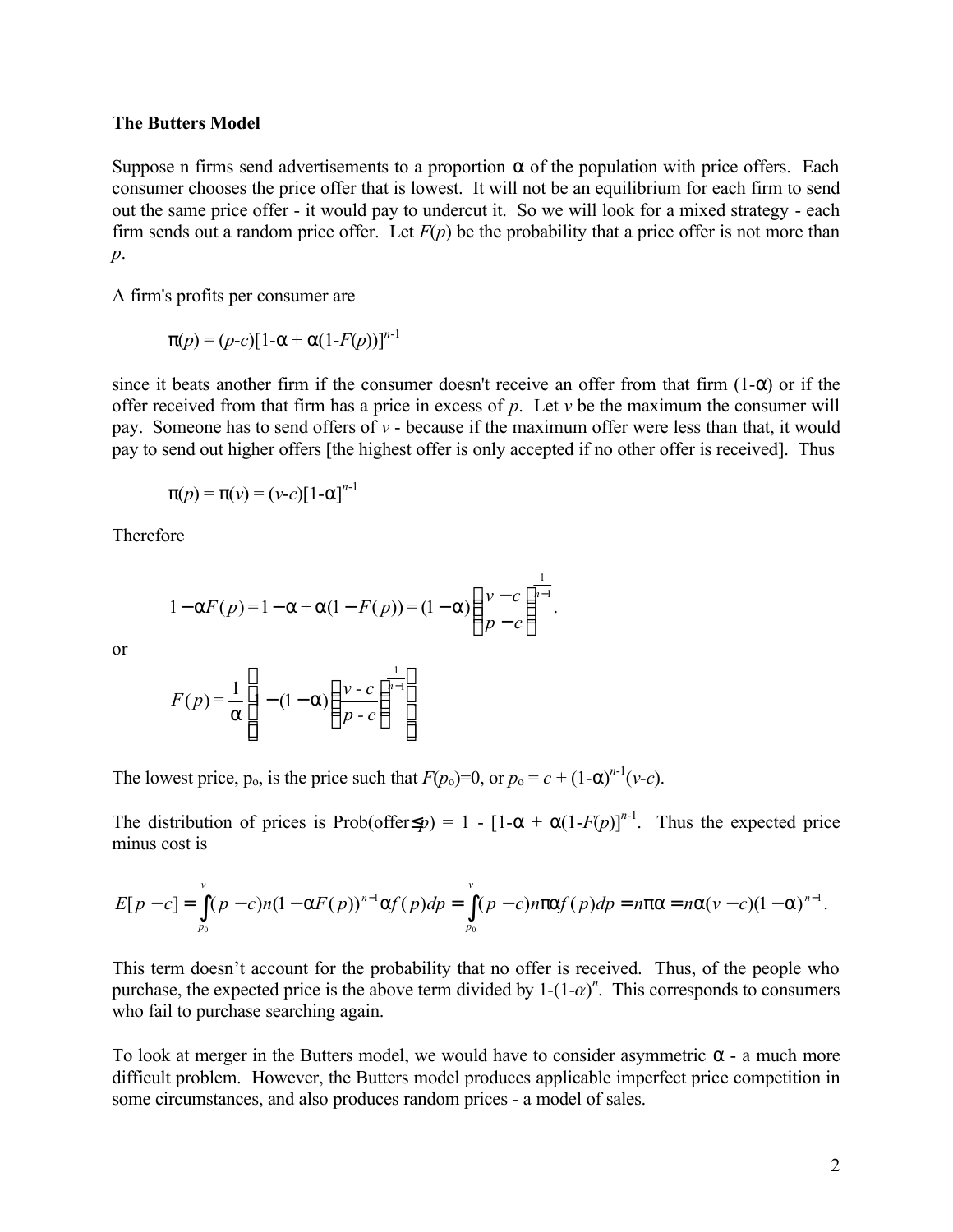**The Butters Model**

Suppose n firms send advertisements to a proportion $\alpha$ of the population with price offers. Each consumer chooses the price offer that is lowest. It will not be an equilibrium for each firm to send out the same price offer - it would pay to undercut it. So we will look for a mixed strategy - each firm sends out a random price offer. Let $F(p)$ be the probability that a price offer is not more than $p$.

A firm's profits per consumer are

$$\pi(p) = (p-c)[1-\alpha + \alpha(1-F(p))]^{n-1}$$

since it beats another firm if the consumer doesn't receive an offer from that firm $(1-\alpha)$ or if the offer received from that firm has a price in excess of $p$. Let $v$ be the maximum the consumer will pay. Someone has to send offers of $v$ - because if the maximum offer were less than that, it would pay to send out higher offers [the highest offer is only accepted if no other offer is received]. Thus

$$\pi(p) = \pi(v) = (v-c)[1-\alpha]^{n-1}$$

Therefore

$$1-\alpha F(p) = 1-\alpha + \alpha(1-F(p)) = (1-\alpha)\left(\frac{v-c}{p-c}\right)^{\frac{1}{n-1}}.$$

or

$$F(p) = \frac{1}{\alpha}\left(1-(1-\alpha)\left(\frac{v-c}{p-c}\right)^{\frac{1}{n-1}}\right)$$

The lowest price, $p_o$, is the price such that $F(p_o)=0$, or $p_o = c + (1-\alpha)^{n-1}(v-c)$.

The distribution of prices is Prob(offer$\leq p$) = $1 - [1-\alpha + \alpha(1-F(p))]^{n-1}$. Thus the expected price minus cost is

$$E[p-c] = \int_{p_0}^{v} (p-c)n(1-\alpha F(p))^{n-1}\alpha f(p)dp = \int_{p_0}^{v} (p-c)n\pi\alpha f(p)dp = n\pi\alpha = n\alpha(v-c)(1-\alpha)^{n-1}.$$

This term doesn't account for the probability that no offer is received. Thus, of the people who purchase, the expected price is the above term divided by $1-(1-\alpha)^n$. This corresponds to consumers who fail to purchase searching again.

To look at merger in the Butters model, we would have to consider asymmetric $\alpha$ - a much more difficult problem. However, the Butters model produces applicable imperfect price competition in some circumstances, and also produces random prices - a model of sales.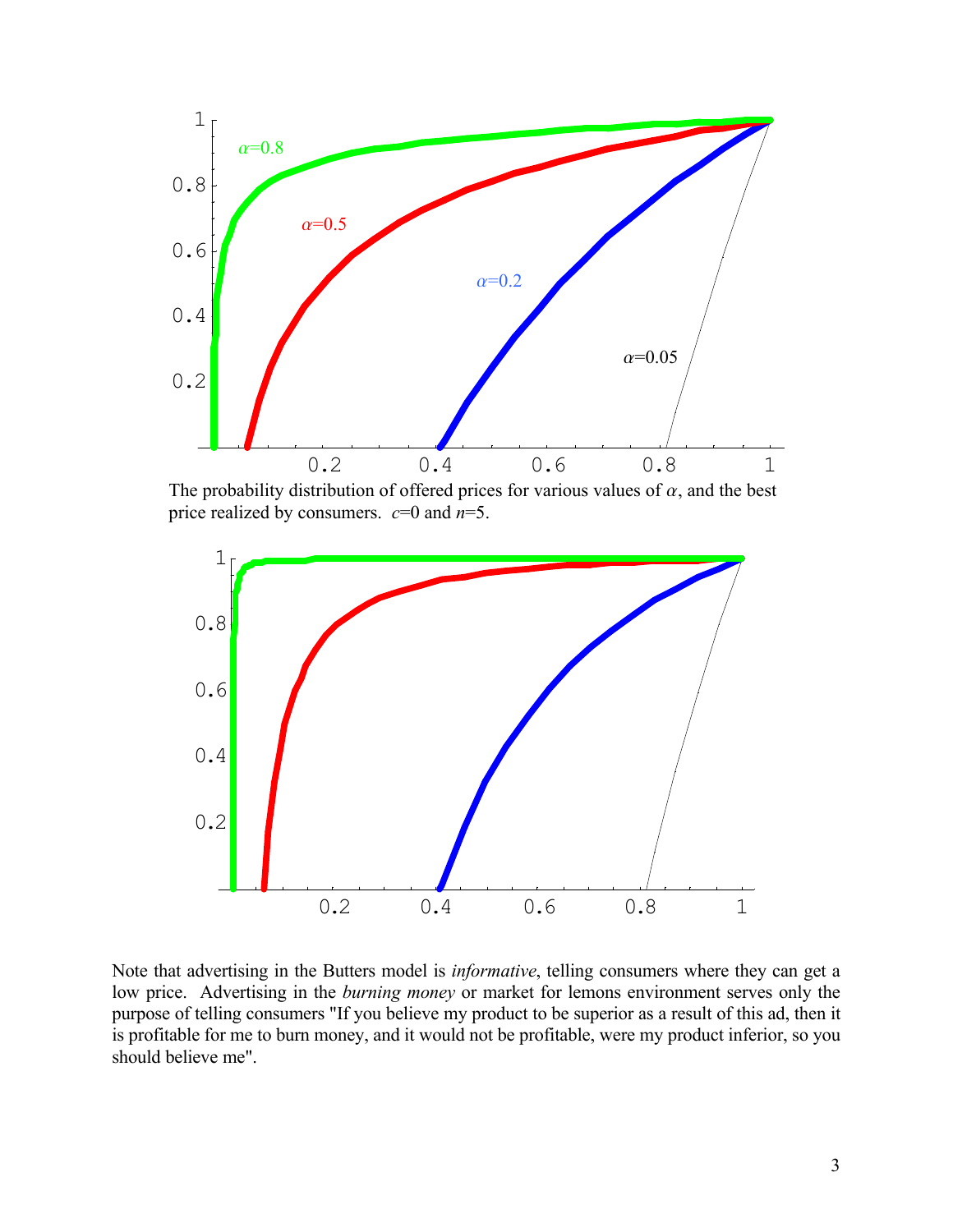The probability distribution of offered prices for various values of $\alpha$, and the best price realized by consumers. $c$=0 and $n$=5.

Note that advertising in the Butters model is *informative*, telling consumers where they can get a low price. Advertising in the *burning money* or market for lemons environment serves only the purpose of telling consumers "If you believe my product to be superior as a result of this ad, then it is profitable for me to burn money, and it would not be profitable, were my product inferior, so you should believe me".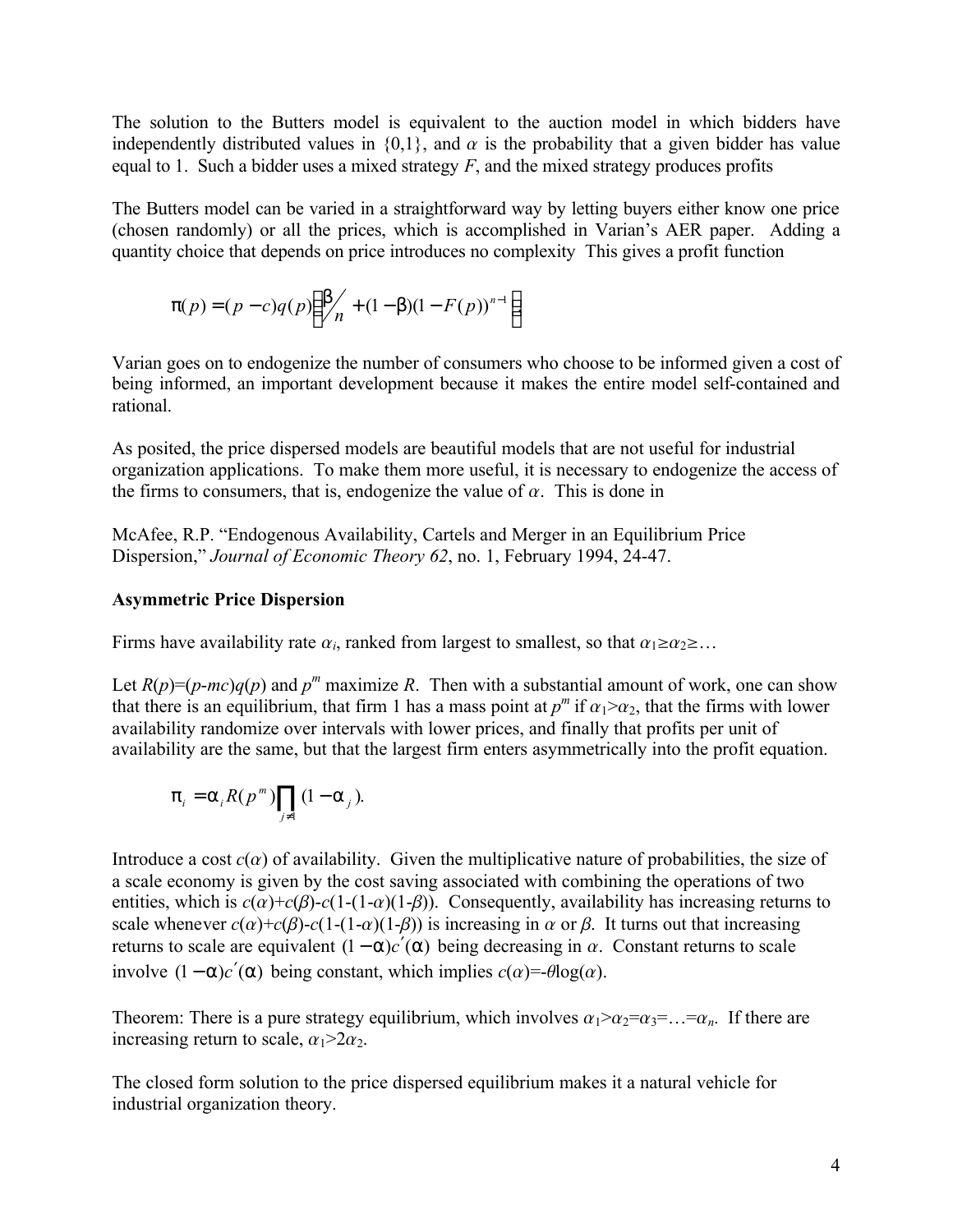The solution to the Butters model is equivalent to the auction model in which bidders have independently distributed values in {0,1}, and $\alpha$ is the probability that a given bidder has value equal to 1. Such a bidder uses a mixed strategy $F$, and the mixed strategy produces profits

The Butters model can be varied in a straightforward way by letting buyers either know one price (chosen randomly) or all the prices, which is accomplished in Varian's AER paper. Adding a quantity choice that depends on price introduces no complexity This gives a profit function

$$\pi(p) = (p - c)q(p)\left(\beta/_n + (1-\beta)(1-F(p))^{n-1}\right)$$

Varian goes on to endogenize the number of consumers who choose to be informed given a cost of being informed, an important development because it makes the entire model self-contained and rational.

As posited, the price dispersed models are beautiful models that are not useful for industrial organization applications. To make them more useful, it is necessary to endogenize the access of the firms to consumers, that is, endogenize the value of $\alpha$. This is done in

McAfee, R.P. "Endogenous Availability, Cartels and Merger in an Equilibrium Price Dispersion," *Journal of Economic Theory 62*, no. 1, February 1994, 24-47.

**Asymmetric Price Dispersion**

Firms have availability rate $\alpha_i$, ranked from largest to smallest, so that $\alpha_1 \geq \alpha_2 \geq \ldots$

Let $R(p)=(p-mc)q(p)$ and $p^m$ maximize $R$. Then with a substantial amount of work, one can show that there is an equilibrium, that firm 1 has a mass point at $p^m$ if $\alpha_1 > \alpha_2$, that the firms with lower availability randomize over intervals with lower prices, and finally that profits per unit of availability are the same, but that the largest firm enters asymmetrically into the profit equation.

$$\pi_i = \alpha_i R(p^m) \prod_{j \neq 1} (1 - \alpha_j).$$

Introduce a cost $c(\alpha)$ of availability. Given the multiplicative nature of probabilities, the size of a scale economy is given by the cost saving associated with combining the operations of two entities, which is $c(\alpha)+c(\beta)-c(1-(1-\alpha)(1-\beta))$. Consequently, availability has increasing returns to scale whenever $c(\alpha)+c(\beta)-c(1-(1-\alpha)(1-\beta))$ is increasing in $\alpha$ or $\beta$. It turns out that increasing returns to scale are equivalent $(1-\alpha)c'(\alpha)$ being decreasing in $\alpha$. Constant returns to scale involve $(1-\alpha)c'(\alpha)$ being constant, which implies $c(\alpha)=-\theta\log(\alpha)$.

Theorem: There is a pure strategy equilibrium, which involves $\alpha_1 > \alpha_2 = \alpha_3 = \ldots = \alpha_n$. If there are increasing return to scale, $\alpha_1 > 2\alpha_2$.

The closed form solution to the price dispersed equilibrium makes it a natural vehicle for industrial organization theory.